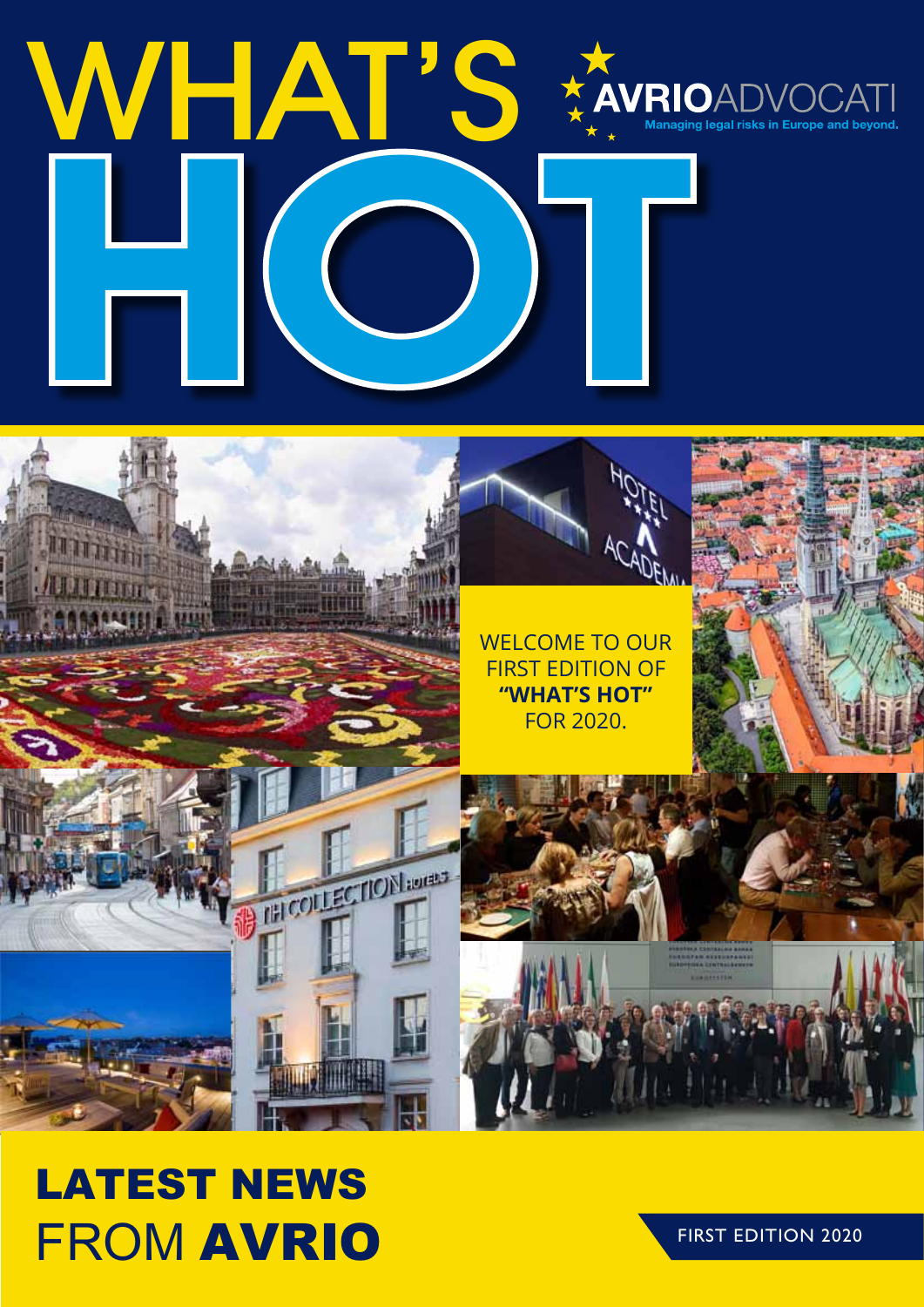# WHAT'S HOT

**AVRIO**ADVOCATI

Managing legal risks in Europe and beyond.

WELCOME TO OUR FIRST EDITION OF **"WHAT'S HOT"** FOR 2020.

## LATEST NEWS FROM AVRIO

FIRST EDITION 2020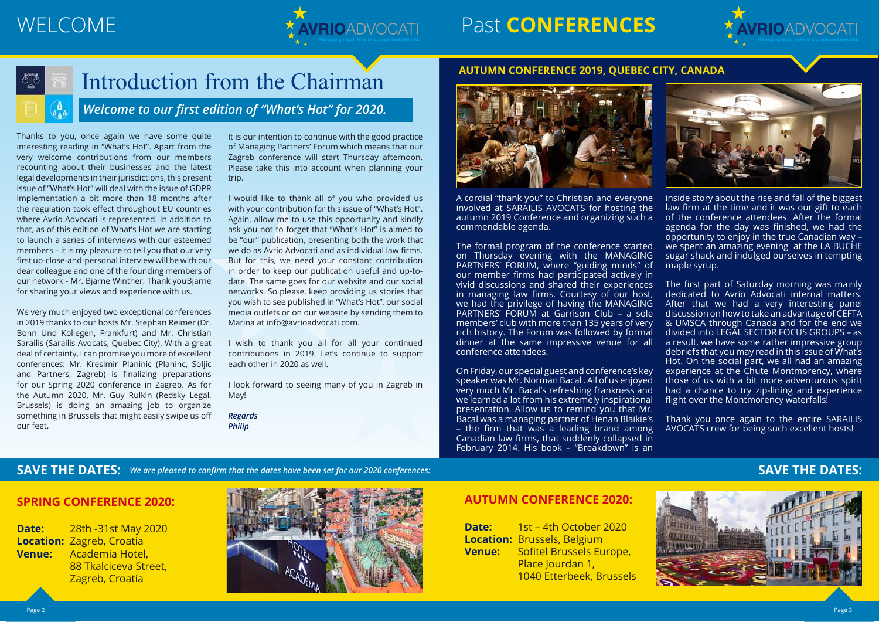# WELCOME

## Introduction from the Chairman

### *Welcome to our first edition of "What's Hot" for 2020.*

Thanks to you, once again we have some quite interesting reading in "What's Hot". Apart from the very welcome contributions from our members recounting about their businesses and the latest legal developments in their jurisdictions, this present issue of "What's Hot" will deal with the issue of GDPR implementation a bit more than 18 months after the regulation took effect throughout EU countries where Avrio Advocati is represented. In addition to that, as of this edition of What's Hot we are starting to launch a series of interviews with our esteemed members – it is my pleasure to tell you that our very first up-close-and-personal interview will be with our dear colleague and one of the founding members of our network - Mr. Bjarne Winther. Thank youBjarne for sharing your views and experience with us.

We very much enjoyed two exceptional conferences in 2019 thanks to our hosts Mr. Stephan Reimer (Dr. Bonn Und Kollegen, Frankfurt) and Mr. Christian Sarailis (Sarailis Avocats, Quebec City). With a great deal of certainty, I can promise you more of excellent conferences: Mr. Kresimir Planinic (Planinc, Soljic and Partners, Zagreb) is finalizing preparations for our Spring 2020 conference in Zagreb. As for the Autumn 2020, Mr. Guy Rulkin (Redsky Legal, Brussels) is doing an amazing job to organize something in Brussels that might easily swipe us off our feet.

It is our intention to continue with the good practice of Managing Partners' Forum which means that our Zagreb conference will start Thursday afternoon. Please take this into account when planning your trip.

I would like to thank all of you who provided us with your contribution for this issue of "What's Hot". Again, allow me to use this opportunity and kindly ask you not to forget that "What's Hot" is aimed to be "our" publication, presenting both the work that we do as Avrio Advocati and as individual law firms. But for this, we need your constant contribution in order to keep our publication useful and up-to-date. The same goes for our website and our social networks. So please, keep providing us stories that you wish to see published in "What's Hot", our social media outlets or on our website by sending them to Marina at info@avrioadvocati.com.

I wish to thank you all for all your continued contributions in 2019. Let's continue to support each other in 2020 as well.

I look forward to seeing many of you in Zagreb in May!

*Regards*
*Philip*

# Past CONFERENCES

## AUTUMN CONFERENCE 2019, QUEBEC CITY, CANADA

A cordial "thank you" to Christian and everyone involved at SARAILIS AVOCATS for hosting the autumn 2019 Conference and organizing such a commendable agenda.

The formal program of the conference started on Thursday evening with the MANAGING PARTNERS' FORUM, where "guiding minds" of our member firms had participated actively in vivid discussions and shared their experiences in managing law firms. Courtesy of our host, we had the privilege of having the MANAGING PARTNERS' FORUM at Garrison Club – a sole members' club with more than 135 years of very rich history. The Forum was followed by formal dinner at the same impressive venue for all conference attendees.

On Friday, our special guest and conference's key speaker was Mr. Norman Bacal . All of us enjoyed very much Mr. Bacal's refreshing frankness and we learned a lot from his extremely inspirational presentation. Allow us to remind you that Mr. Bacal was a managing partner of Henan Blaikie's – the firm that was a leading brand among Canadian law firms, that suddenly collapsed in February 2014. His book – "Breakdown" is an inside story about the rise and fall of the biggest law firm at the time and it was our gift to each of the conference attendees. After the formal agenda for the day was finished, we had the opportunity to enjoy in the true Canadian way – we spent an amazing evening at the LA BUCHE sugar shack and indulged ourselves in tempting maple syrup.

The first part of Saturday morning was mainly dedicated to Avrio Advocati internal matters. After that we had a very interesting panel discussion on how to take an advantage of CEFTA & UMSCA through Canada and for the end we divided into LEGAL SECTOR FOCUS GROUPS – as a result, we have some rather impressive group debriefs that you may read in this issue of What's Hot. On the social part, we all had an amazing experience at the Chute Montmorency, where those of us with a bit more adventurous spirit had a chance to try zip-lining and experience flight over the Montmorency waterfalls!

Thank you once again to the entire SARAILIS AVOCATS crew for being such excellent hosts!

## SAVE THE DATES: *We are pleased to confirm that the dates have been set for our 2020 conferences:*

### SPRING CONFERENCE 2020:

**Date:** 28th -31st May 2020
**Location:** Zagreb, Croatia
**Venue:** Academia Hotel, 88 Tkalciceva Street, Zagreb, Croatia

### AUTUMN CONFERENCE 2020:

**Date:** 1st – 4th October 2020
**Location:** Brussels, Belgium
**Venue:** Sofitel Brussels Europe, Place Jourdan 1, 1040 Etterbeek, Brussels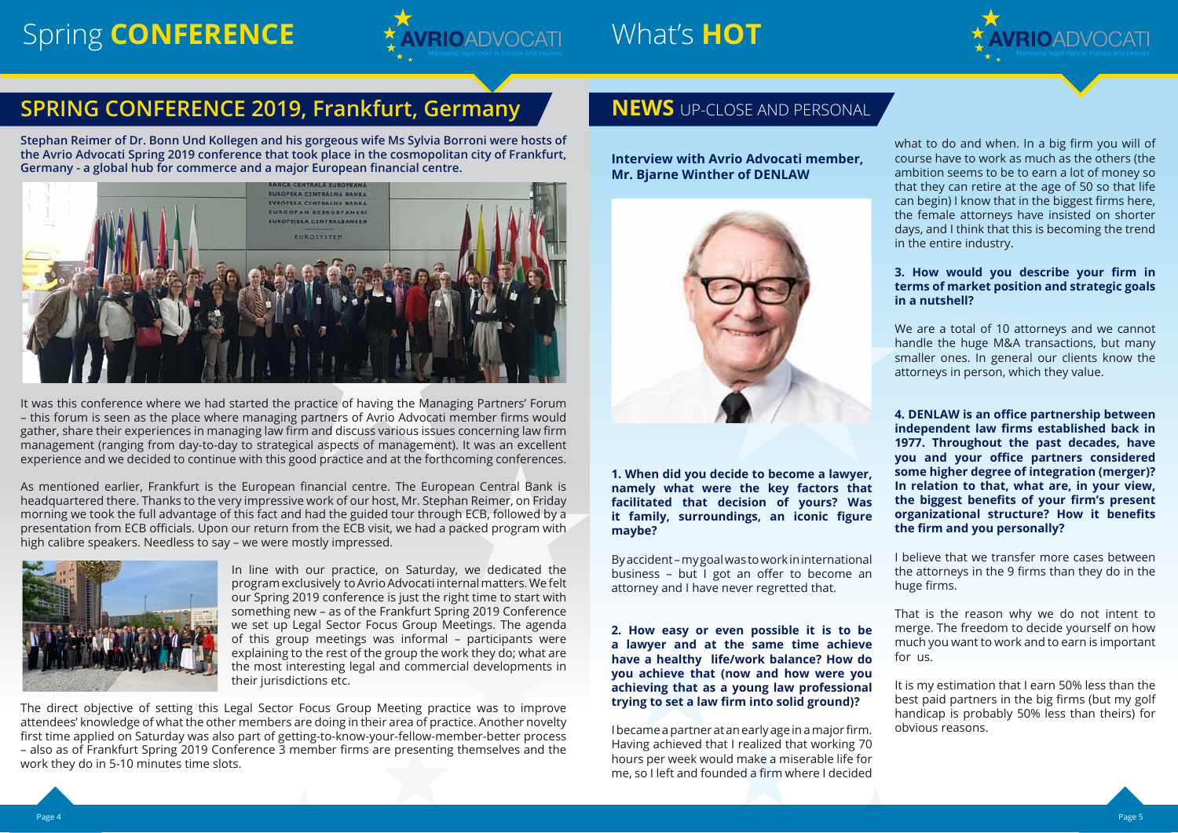# SPRING CONFERENCE 2019, Frankfurt, Germany

**Stephan Reimer of Dr. Bonn Und Kollegen and his gorgeous wife Ms Sylvia Borroni were hosts of the Avrio Advocati Spring 2019 conference that took place in the cosmopolitan city of Frankfurt, Germany - a global hub for commerce and a major European financial centre.**

It was this conference where we had started the practice of having the Managing Partners' Forum – this forum is seen as the place where managing partners of Avrio Advocati member firms would gather, share their experiences in managing law firm and discuss various issues concerning law firm management (ranging from day-to-day to strategical aspects of management). It was an excellent experience and we decided to continue with this good practice and at the forthcoming conferences.

As mentioned earlier, Frankfurt is the European financial centre. The European Central Bank is headquartered there. Thanks to the very impressive work of our host, Mr. Stephan Reimer, on Friday morning we took the full advantage of this fact and had the guided tour through ECB, followed by a presentation from ECB officials. Upon our return from the ECB visit, we had a packed program with high calibre speakers. Needless to say – we were mostly impressed.

In line with our practice, on Saturday, we dedicated the program exclusively to Avrio Advocati internal matters. We felt our Spring 2019 conference is just the right time to start with something new – as of the Frankfurt Spring 2019 Conference we set up Legal Sector Focus Group Meetings. The agenda of this group meetings was informal – participants were explaining to the rest of the group the work they do; what are the most interesting legal and commercial developments in their jurisdictions etc.

The direct objective of setting this Legal Sector Focus Group Meeting practice was to improve attendees' knowledge of what the other members are doing in their area of practice. Another novelty first time applied on Saturday was also part of getting-to-know-your-fellow-member-better process – also as of Frankfurt Spring 2019 Conference 3 member firms are presenting themselves and the work they do in 5-10 minutes time slots.

# NEWS UP-CLOSE AND PERSONAL

**Interview with Avrio Advocati member, Mr. Bjarne Winther of DENLAW**

**1. When did you decide to become a lawyer, namely what were the key factors that facilitated that decision of yours? Was it family, surroundings, an iconic figure maybe?**

By accident – my goal was to work in international business – but I got an offer to become an attorney and I have never regretted that.

**2. How easy or even possible it is to be a lawyer and at the same time achieve have a healthy life/work balance? How do you achieve that (now and how were you achieving that as a young law professional trying to set a law firm into solid ground)?**

I became a partner at an early age in a major firm. Having achieved that I realized that working 70 hours per week would make a miserable life for me, so I left and founded a firm where I decided what to do and when. In a big firm you will of course have to work as much as the others (the ambition seems to be to earn a lot of money so that they can retire at the age of 50 so that life can begin) I know that in the biggest firms here, the female attorneys have insisted on shorter days, and I think that this is becoming the trend in the entire industry.

**3. How would you describe your firm in terms of market position and strategic goals in a nutshell?**

We are a total of 10 attorneys and we cannot handle the huge M&A transactions, but many smaller ones. In general our clients know the attorneys in person, which they value.

**4. DENLAW is an office partnership between independent law firms established back in 1977. Throughout the past decades, have you and your office partners considered some higher degree of integration (merger)? In relation to that, what are, in your view, the biggest benefits of your firm's present organizational structure? How it benefits the firm and you personally?**

I believe that we transfer more cases between the attorneys in the 9 firms than they do in the huge firms.

That is the reason why we do not intent to merge. The freedom to decide yourself on how much you want to work and to earn is important for us.

It is my estimation that I earn 50% less than the best paid partners in the big firms (but my golf handicap is probably 50% less than theirs) for obvious reasons.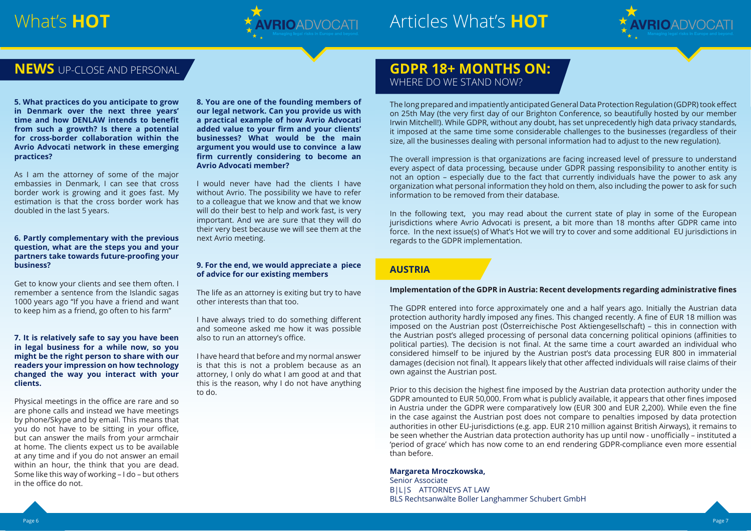## NEWS UP-CLOSE AND PERSONAL

**5. What practices do you anticipate to grow in Denmark over the next three years' time and how DENLAW intends to benefit from such a growth? Is there a potential for cross-border collaboration within the Avrio Advocati network in these emerging practices?**

As I am the attorney of some of the major embassies in Denmark, I can see that cross border work is growing and it goes fast. My estimation is that the cross border work has doubled in the last 5 years.

**6. Partly complementary with the previous question, what are the steps you and your partners take towards future-proofing your business?**

Get to know your clients and see them often. I remember a sentence from the Islandic sagas 1000 years ago "If you have a friend and want to keep him as a friend, go often to his farm"

**7. It is relatively safe to say you have been in legal business for a while now, so you might be the right person to share with our readers your impression on how technology changed the way you interact with your clients.**

Physical meetings in the office are rare and so are phone calls and instead we have meetings by phone/Skype and by email. This means that you do not have to be sitting in your office, but can answer the mails from your armchair at home. The clients expect us to be available at any time and if you do not answer an email within an hour, the think that you are dead. Some like this way of working – I do – but others in the office do not.

**8. You are one of the founding members of our legal network. Can you provide us with a practical example of how Avrio Advocati added value to your firm and your clients' businesses? What would be the main argument you would use to convince a law firm currently considering to become an Avrio Advocati member?**

I would never have had the clients I have without Avrio. The possibility we have to refer to a colleague that we know and that we know will do their best to help and work fast, is very important. And we are sure that they will do their very best because we will see them at the next Avrio meeting.

**9. For the end, we would appreciate a piece of advice for our existing members**

The life as an attorney is exiting but try to have other interests than that too.

I have always tried to do something different and someone asked me how it was possible also to run an attorney's office.

I have heard that before and my normal answer is that this is not a problem because as an attorney, I only do what I am good at and that this is the reason, why I do not have anything to do.

## GDPR 18+ MONTHS ON: WHERE DO WE STAND NOW?

The long prepared and impatiently anticipated General Data Protection Regulation (GDPR) took effect on 25th May (the very first day of our Brighton Conference, so beautifully hosted by our member Irwin Mitchell!). While GDPR, without any doubt, has set unprecedently high data privacy standards, it imposed at the same time some considerable challenges to the businesses (regardless of their size, all the businesses dealing with personal information had to adjust to the new regulation).

The overall impression is that organizations are facing increased level of pressure to understand every aspect of data processing, because under GDPR passing responsibility to another entity is not an option – especially due to the fact that currently individuals have the power to ask any organization what personal information they hold on them, also including the power to ask for such information to be removed from their database.

In the following text, you may read about the current state of play in some of the European jurisdictions where Avrio Advocati is present, a bit more than 18 months after GDPR came into force. In the next issue(s) of What's Hot we will try to cover and some additional EU jurisdictions in regards to the GDPR implementation.

### AUSTRIA

**Implementation of the GDPR in Austria: Recent developments regarding administrative fines**

The GDPR entered into force approximately one and a half years ago. Initially the Austrian data protection authority hardly imposed any fines. This changed recently. A fine of EUR 18 million was imposed on the Austrian post (Österreichische Post Aktiengesellschaft) – this in connection with the Austrian post's alleged processing of personal data concerning political opinions (affinities to political parties). The decision is not final. At the same time a court awarded an individual who considered himself to be injured by the Austrian post's data processing EUR 800 in immaterial damages (decision not final). It appears likely that other affected individuals will raise claims of their own against the Austrian post.

Prior to this decision the highest fine imposed by the Austrian data protection authority under the GDPR amounted to EUR 50,000. From what is publicly available, it appears that other fines imposed in Austria under the GDPR were comparatively low (EUR 300 and EUR 2,200). While even the fine in the case against the Austrian post does not compare to penalties imposed by data protection authorities in other EU-jurisdictions (e.g. app. EUR 210 million against British Airways), it remains to be seen whether the Austrian data protection authority has up until now - unofficially – instituted a 'period of grace' which has now come to an end rendering GDPR-compliance even more essential than before.

**Margareta Mroczkowska,**
Senior Associate
B|L|S ATTORNEYS AT LAW
BLS Rechtsanwälte Boller Langhammer Schubert GmbH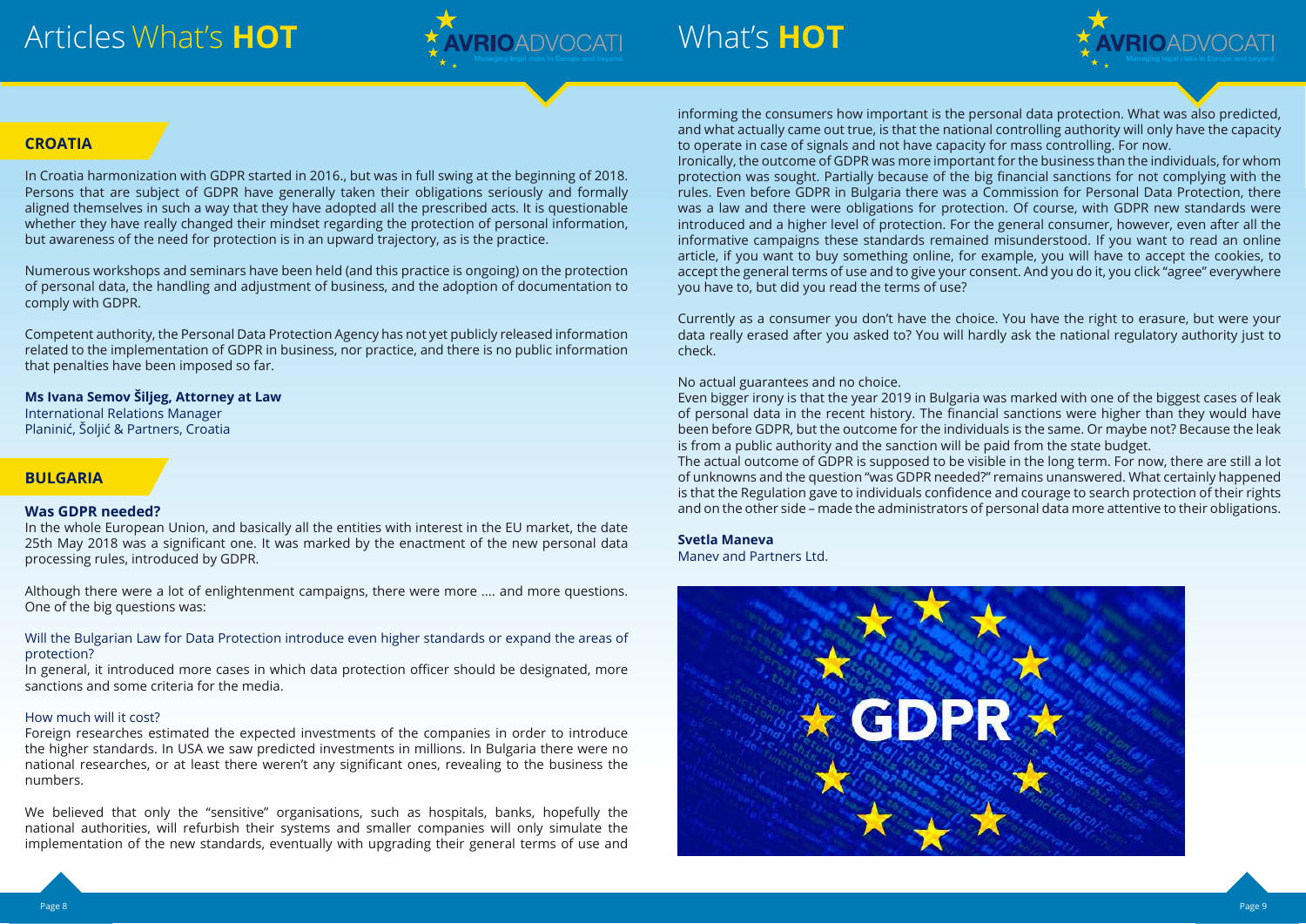## CROATIA

In Croatia harmonization with GDPR started in 2016., but was in full swing at the beginning of 2018. Persons that are subject of GDPR have generally taken their obligations seriously and formally aligned themselves in such a way that they have adopted all the prescribed acts. It is questionable whether they have really changed their mindset regarding the protection of personal information, but awareness of the need for protection is in an upward trajectory, as is the practice.

Numerous workshops and seminars have been held (and this practice is ongoing) on the protection of personal data, the handling and adjustment of business, and the adoption of documentation to comply with GDPR.

Competent authority, the Personal Data Protection Agency has not yet publicly released information related to the implementation of GDPR in business, nor practice, and there is no public information that penalties have been imposed so far.

**Ms Ivana Semov Šiljeg, Attorney at Law**
International Relations Manager
Planinić, Šoljić & Partners, Croatia

## BULGARIA

### Was GDPR needed?

In the whole European Union, and basically all the entities with interest in the EU market, the date 25th May 2018 was a significant one. It was marked by the enactment of the new personal data processing rules, introduced by GDPR.

Although there were a lot of enlightenment campaigns, there were more .... and more questions. One of the big questions was:

Will the Bulgarian Law for Data Protection introduce even higher standards or expand the areas of protection?
In general, it introduced more cases in which data protection officer should be designated, more sanctions and some criteria for the media.

How much will it cost?
Foreign researches estimated the expected investments of the companies in order to introduce the higher standards. In USA we saw predicted investments in millions. In Bulgaria there were no national researches, or at least there weren't any significant ones, revealing to the business the numbers.

We believed that only the "sensitive" organisations, such as hospitals, banks, hopefully the national authorities, will refurbish their systems and smaller companies will only simulate the implementation of the new standards, eventually with upgrading their general terms of use and informing the consumers how important is the personal data protection. What was also predicted, and what actually came out true, is that the national controlling authority will only have the capacity to operate in case of signals and not have capacity for mass controlling. For now.
Ironically, the outcome of GDPR was more important for the business than the individuals, for whom protection was sought. Partially because of the big financial sanctions for not complying with the rules. Even before GDPR in Bulgaria there was a Commission for Personal Data Protection, there was a law and there were obligations for protection. Of course, with GDPR new standards were introduced and a higher level of protection. For the general consumer, however, even after all the informative campaigns these standards remained misunderstood. If you want to read an online article, if you want to buy something online, for example, you will have to accept the cookies, to accept the general terms of use and to give your consent. And you do it, you click "agree" everywhere you have to, but did you read the terms of use?

Currently as a consumer you don't have the choice. You have the right to erasure, but were your data really erased after you asked to? You will hardly ask the national regulatory authority just to check.

No actual guarantees and no choice.
Even bigger irony is that the year 2019 in Bulgaria was marked with one of the biggest cases of leak of personal data in the recent history. The financial sanctions were higher than they would have been before GDPR, but the outcome for the individuals is the same. Or maybe not? Because the leak is from a public authority and the sanction will be paid from the state budget.
The actual outcome of GDPR is supposed to be visible in the long term. For now, there are still a lot of unknowns and the question "was GDPR needed?" remains unanswered. What certainly happened is that the Regulation gave to individuals confidence and courage to search protection of their rights and on the other side – made the administrators of personal data more attentive to their obligations.

**Svetla Maneva**
Manev and Partners Ltd.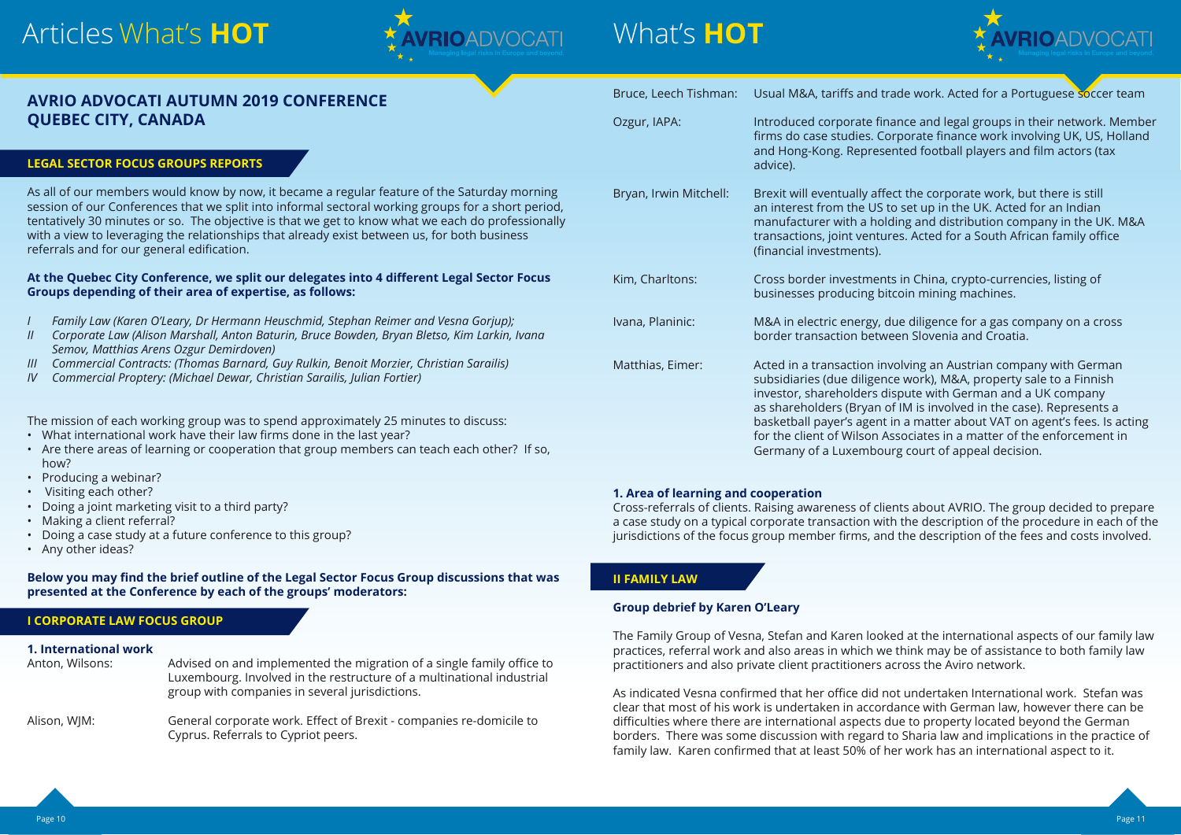## AVRIO ADVOCATI AUTUMN 2019 CONFERENCE QUEBEC CITY, CANADA

### LEGAL SECTOR FOCUS GROUPS REPORTS

As all of our members would know by now, it became a regular feature of the Saturday morning session of our Conferences that we split into informal sectoral working groups for a short period, tentatively 30 minutes or so. The objective is that we get to know what we each do professionally with a view to leveraging the relationships that already exist between us, for both business referrals and for our general edification.

**At the Quebec City Conference, we split our delegates into 4 different Legal Sector Focus Groups depending of their area of expertise, as follows:**

- *I Family Law (Karen O'Leary, Dr Hermann Heuschmid, Stephan Reimer and Vesna Gorjup);*
- *II Corporate Law (Alison Marshall, Anton Baturin, Bruce Bowden, Bryan Bletso, Kim Larkin, Ivana Semov, Matthias Arens Ozgur Demirdoven)*
- *III Commercial Contracts: (Thomas Barnard, Guy Rulkin, Benoit Morzier, Christian Sarailis)*
- *IV Commercial Proptery: (Michael Dewar, Christian Sarailis, Julian Fortier)*

The mission of each working group was to spend approximately 25 minutes to discuss:

- What international work have their law firms done in the last year?
- Are there areas of learning or cooperation that group members can teach each other? If so, how?
- Producing a webinar?
- Visiting each other?
- Doing a joint marketing visit to a third party?
- Making a client referral?
- Doing a case study at a future conference to this group?
- Any other ideas?

**Below you may find the brief outline of the Legal Sector Focus Group discussions that was presented at the Conference by each of the groups' moderators:**

### I CORPORATE LAW FOCUS GROUP

**1. International work**

| | |
|---|---|
| Anton, Wilsons: | Advised on and implemented the migration of a single family office to Luxembourg. Involved in the restructure of a multinational industrial group with companies in several jurisdictions. |
| Alison, WJM: | General corporate work. Effect of Brexit - companies re-domicile to Cyprus. Referrals to Cypriot peers. |
| Bruce, Leech Tishman: | Usual M&A, tariffs and trade work. Acted for a Portuguese soccer team |
| Ozgur, IAPA: | Introduced corporate finance and legal groups in their network. Member firms do case studies. Corporate finance work involving UK, US, Holland and Hong-Kong. Represented football players and film actors (tax advice). |
| Bryan, Irwin Mitchell: | Brexit will eventually affect the corporate work, but there is still an interest from the US to set up in the UK. Acted for an Indian manufacturer with a holding and distribution company in the UK. M&A transactions, joint ventures. Acted for a South African family office (financial investments). |
| Kim, Charltons: | Cross border investments in China, crypto-currencies, listing of businesses producing bitcoin mining machines. |
| Ivana, Planinic: | M&A in electric energy, due diligence for a gas company on a cross border transaction between Slovenia and Croatia. |
| Matthias, Eimer: | Acted in a transaction involving an Austrian company with German subsidiaries (due diligence work), M&A, property sale to a Finnish investor, shareholders dispute with German and a UK company as shareholders (Bryan of IM is involved in the case). Represents a basketball payer's agent in a matter about VAT on agent's fees. Is acting for the client of Wilson Associates in a matter of the enforcement in Germany of a Luxembourg court of appeal decision. |

**1. Area of learning and cooperation**

Cross-referrals of clients. Raising awareness of clients about AVRIO. The group decided to prepare a case study on a typical corporate transaction with the description of the procedure in each of the jurisdictions of the focus group member firms, and the description of the fees and costs involved.

### II FAMILY LAW

**Group debrief by Karen O'Leary**

The Family Group of Vesna, Stefan and Karen looked at the international aspects of our family law practices, referral work and also areas in which we think may be of assistance to both family law practitioners and also private client practitioners across the Aviro network.

As indicated Vesna confirmed that her office did not undertaken International work. Stefan was clear that most of his work is undertaken in accordance with German law, however there can be difficulties where there are international aspects due to property located beyond the German borders. There was some discussion with regard to Sharia law and implications in the practice of family law. Karen confirmed that at least 50% of her work has an international aspect to it.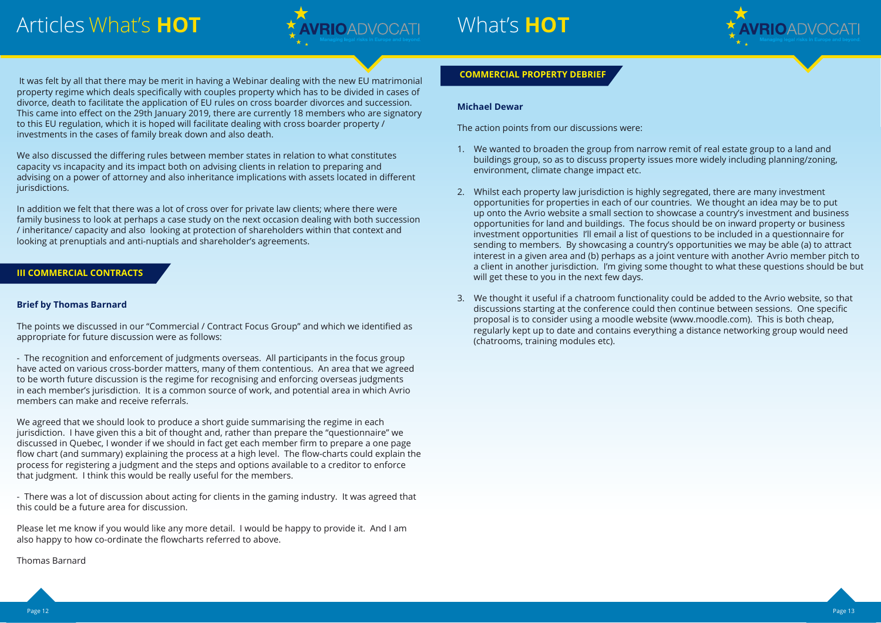It was felt by all that there may be merit in having a Webinar dealing with the new EU matrimonial property regime which deals specifically with couples property which has to be divided in cases of divorce, death to facilitate the application of EU rules on cross boarder divorces and succession. This came into effect on the 29th January 2019, there are currently 18 members who are signatory to this EU regulation, which it is hoped will facilitate dealing with cross boarder property / investments in the cases of family break down and also death.

We also discussed the differing rules between member states in relation to what constitutes capacity vs incapacity and its impact both on advising clients in relation to preparing and advising on a power of attorney and also inheritance implications with assets located in different jurisdictions.

In addition we felt that there was a lot of cross over for private law clients; where there were family business to look at perhaps a case study on the next occasion dealing with both succession / inheritance/ capacity and also looking at protection of shareholders within that context and looking at prenuptials and anti-nuptials and shareholder's agreements.

## III COMMERCIAL CONTRACTS

**Brief by Thomas Barnard**

The points we discussed in our "Commercial / Contract Focus Group" and which we identified as appropriate for future discussion were as follows:

- The recognition and enforcement of judgments overseas. All participants in the focus group have acted on various cross-border matters, many of them contentious. An area that we agreed to be worth future discussion is the regime for recognising and enforcing overseas judgments in each member's jurisdiction. It is a common source of work, and potential area in which Avrio members can make and receive referrals.

We agreed that we should look to produce a short guide summarising the regime in each jurisdiction. I have given this a bit of thought and, rather than prepare the "questionnaire" we discussed in Quebec, I wonder if we should in fact get each member firm to prepare a one page flow chart (and summary) explaining the process at a high level. The flow-charts could explain the process for registering a judgment and the steps and options available to a creditor to enforce that judgment. I think this would be really useful for the members.

- There was a lot of discussion about acting for clients in the gaming industry. It was agreed that this could be a future area for discussion.

Please let me know if you would like any more detail. I would be happy to provide it. And I am also happy to how co-ordinate the flowcharts referred to above.

Thomas Barnard

## COMMERCIAL PROPERTY DEBRIEF

**Michael Dewar**

The action points from our discussions were:

1. We wanted to broaden the group from narrow remit of real estate group to a land and buildings group, so as to discuss property issues more widely including planning/zoning, environment, climate change impact etc.

2. Whilst each property law jurisdiction is highly segregated, there are many investment opportunities for properties in each of our countries. We thought an idea may be to put up onto the Avrio website a small section to showcase a country's investment and business opportunities for land and buildings. The focus should be on inward property or business investment opportunities I'll email a list of questions to be included in a questionnaire for sending to members. By showcasing a country's opportunities we may be able (a) to attract interest in a given area and (b) perhaps as a joint venture with another Avrio member pitch to a client in another jurisdiction. I'm giving some thought to what these questions should be but will get these to you in the next few days.

3. We thought it useful if a chatroom functionality could be added to the Avrio website, so that discussions starting at the conference could then continue between sessions. One specific proposal is to consider using a moodle website (www.moodle.com). This is both cheap, regularly kept up to date and contains everything a distance networking group would need (chatrooms, training modules etc).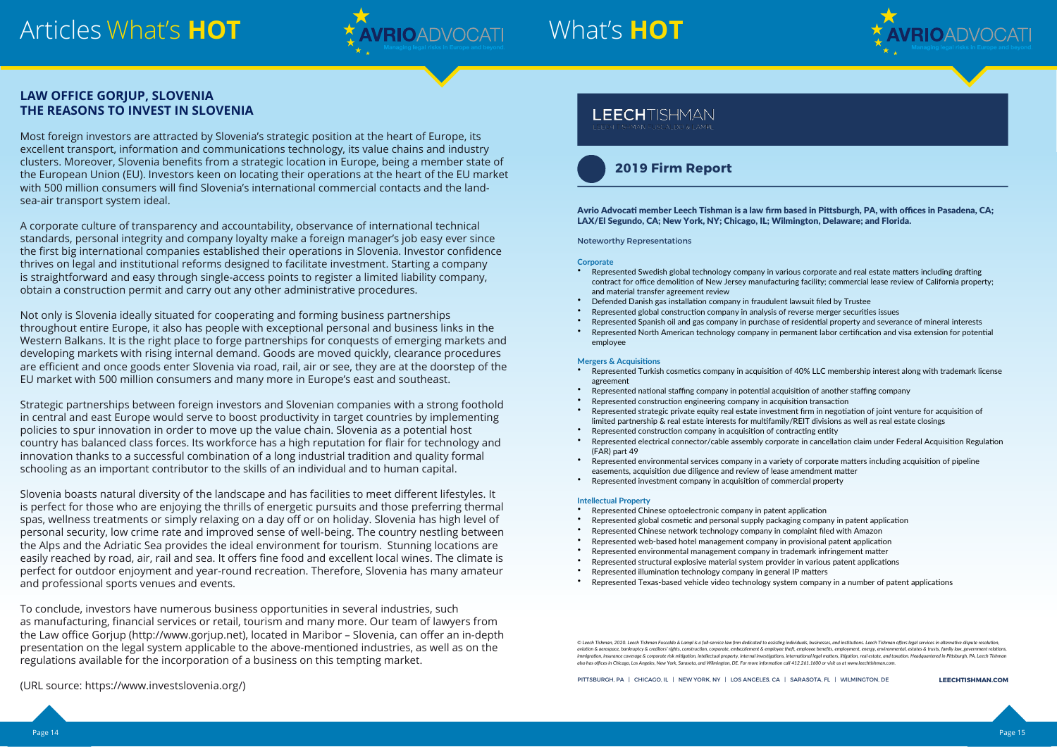## LAW OFFICE GORJUP, SLOVENIA
## THE REASONS TO INVEST IN SLOVENIA

Most foreign investors are attracted by Slovenia's strategic position at the heart of Europe, its excellent transport, information and communications technology, its value chains and industry clusters. Moreover, Slovenia benefits from a strategic location in Europe, being a member state of the European Union (EU). Investors keen on locating their operations at the heart of the EU market with 500 million consumers will find Slovenia's international commercial contacts and the land-sea-air transport system ideal.

A corporate culture of transparency and accountability, observance of international technical standards, personal integrity and company loyalty make a foreign manager's job easy ever since the first big international companies established their operations in Slovenia. Investor confidence thrives on legal and institutional reforms designed to facilitate investment. Starting a company is straightforward and easy through single-access points to register a limited liability company, obtain a construction permit and carry out any other administrative procedures.

Not only is Slovenia ideally situated for cooperating and forming business partnerships throughout entire Europe, it also has people with exceptional personal and business links in the Western Balkans. It is the right place to forge partnerships for conquests of emerging markets and developing markets with rising internal demand. Goods are moved quickly, clearance procedures are efficient and once goods enter Slovenia via road, rail, air or see, they are at the doorstep of the EU market with 500 million consumers and many more in Europe's east and southeast.

Strategic partnerships between foreign investors and Slovenian companies with a strong foothold in central and east Europe would serve to boost productivity in target countries by implementing policies to spur innovation in order to move up the value chain. Slovenia as a potential host country has balanced class forces. Its workforce has a high reputation for flair for technology and innovation thanks to a successful combination of a long industrial tradition and quality formal schooling as an important contributor to the skills of an individual and to human capital.

Slovenia boasts natural diversity of the landscape and has facilities to meet different lifestyles. It is perfect for those who are enjoying the thrills of energetic pursuits and those preferring thermal spas, wellness treatments or simply relaxing on a day off or on holiday. Slovenia has high level of personal security, low crime rate and improved sense of well-being. The country nestling between the Alps and the Adriatic Sea provides the ideal environment for tourism. Stunning locations are easily reached by road, air, rail and sea. It offers fine food and excellent local wines. The climate is perfect for outdoor enjoyment and year-round recreation. Therefore, Slovenia has many amateur and professional sports venues and events.

To conclude, investors have numerous business opportunities in several industries, such as manufacturing, financial services or retail, tourism and many more. Our team of lawyers from the Law office Gorjup (http://www.gorjup.net), located in Maribor – Slovenia, can offer an in-depth presentation on the legal system applicable to the above-mentioned industries, as well as on the regulations available for the incorporation of a business on this tempting market.

(URL source: https://www.investslovenia.org/)

## LEECHTISHMAN

LEECH TISHMAN FUSCALDO & LAMPL

## 2019 Firm Report

**Avrio Advocati member Leech Tishman is a law firm based in Pittsburgh, PA, with offices in Pasadena, CA; LAX/El Segundo, CA; New York, NY; Chicago, IL; Wilmington, Delaware; and Florida.**

Noteworthy Representations

### Corporate

- Represented Swedish global technology company in various corporate and real estate matters including drafting contract for office demolition of New Jersey manufacturing facility; commercial lease review of California property; and material transfer agreement review
- Defended Danish gas installation company in fraudulent lawsuit filed by Trustee
- Represented global construction company in analysis of reverse merger securities issues
- Represented Spanish oil and gas company in purchase of residential property and severance of mineral interests
- Represented North American technology company in permanent labor certification and visa extension for potential employee

### Mergers & Acquisitions

- Represented Turkish cosmetics company in acquisition of 40% LLC membership interest along with trademark license agreement
- Represented national staffing company in potential acquisition of another staffing company
- Represented construction engineering company in acquisition transaction
- Represented strategic private equity real estate investment firm in negotiation of joint venture for acquisition of limited partnership & real estate interests for multifamily/REIT divisions as well as real estate closings
- Represented construction company in acquisition of contracting entity
- Represented electrical connector/cable assembly corporate in cancellation claim under Federal Acquisition Regulation (FAR) part 49
- Represented environmental services company in a variety of corporate matters including acquisition of pipeline easements, acquisition due diligence and review of lease amendment matter
- Represented investment company in acquisition of commercial property

### Intellectual Property

- Represented Chinese optoelectronic company in patent application
- Represented global cosmetic and personal supply packaging company in patent application
- Represented Chinese network technology company in complaint filed with Amazon
- Represented web-based hotel management company in provisional patent application
- Represented environmental management company in trademark infringement matter
- Represented structural explosive material system provider in various patent applications
- Represented illumination technology company in general IP matters
- Represented Texas-based vehicle video technology system company in a number of patent applications

*© Leech Tishman, 2020. Leech Tishman Fuscaldo & Lampl is a full-service law firm dedicated to assisting individuals, businesses, and institutions. Leech Tishman offers legal services in alternative dispute resolution, aviation & aerospace, bankruptcy & creditors' rights, construction, corporate, embezzlement & employee theft, employee benefits, employment, energy, environmental, estates & trusts, family law, government relations, immigration, insurance coverage & corporate risk mitigation, intellectual property, internal investigations, international legal matters, litigation, real estate, and taxation. Headquartered in Pittsburgh, PA, Leech Tishman also has offices in Chicago, Los Angeles, New York, Sarasota, and Wilmington, DE. For more information call 412.261.1600 or visit us at www.leechtishman.com.*

PITTSBURGH, PA | CHICAGO, IL | NEW YORK, NY | LOS ANGELES, CA | SARASOTA, FL | WILMINGTON, DE

**LEECHTISHMAN.COM**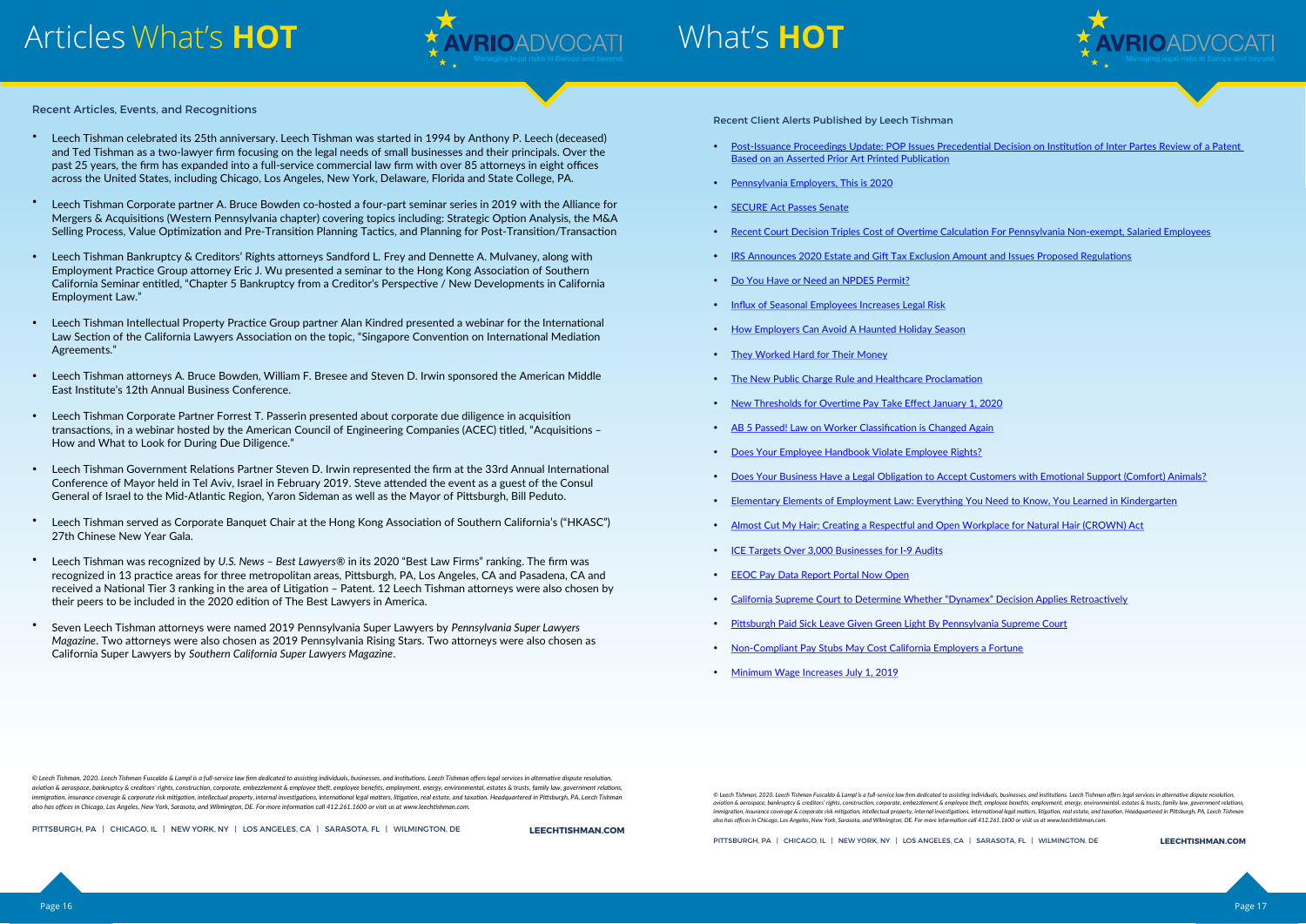# Articles What's **HOT**

## Recent Articles, Events, and Recognitions

- Leech Tishman celebrated its 25th anniversary. Leech Tishman was started in 1994 by Anthony P. Leech (deceased) and Ted Tishman as a two-lawyer firm focusing on the legal needs of small businesses and their principals. Over the past 25 years, the firm has expanded into a full-service commercial law firm with over 85 attorneys in eight offices across the United States, including Chicago, Los Angeles, New York, Delaware, Florida and State College, PA.
- Leech Tishman Corporate partner A. Bruce Bowden co-hosted a four-part seminar series in 2019 with the Alliance for Mergers & Acquisitions (Western Pennsylvania chapter) covering topics including: Strategic Option Analysis, the M&A Selling Process, Value Optimization and Pre-Transition Planning Tactics, and Planning for Post-Transition/Transaction
- Leech Tishman Bankruptcy & Creditors' Rights attorneys Sandford L. Frey and Dennette A. Mulvaney, along with Employment Practice Group attorney Eric J. Wu presented a seminar to the Hong Kong Association of Southern California Seminar entitled, "Chapter 5 Bankruptcy from a Creditor's Perspective / New Developments in California Employment Law."
- Leech Tishman Intellectual Property Practice Group partner Alan Kindred presented a webinar for the International Law Section of the California Lawyers Association on the topic, "Singapore Convention on International Mediation Agreements."
- Leech Tishman attorneys A. Bruce Bowden, William F. Bresee and Steven D. Irwin sponsored the American Middle East Institute's 12th Annual Business Conference.
- Leech Tishman Corporate Partner Forrest T. Passerin presented about corporate due diligence in acquisition transactions, in a webinar hosted by the American Council of Engineering Companies (ACEC) titled, "Acquisitions – How and What to Look for During Due Diligence."
- Leech Tishman Government Relations Partner Steven D. Irwin represented the firm at the 33rd Annual International Conference of Mayor held in Tel Aviv, Israel in February 2019. Steve attended the event as a guest of the Consul General of Israel to the Mid-Atlantic Region, Yaron Sideman as well as the Mayor of Pittsburgh, Bill Peduto.
- Leech Tishman served as Corporate Banquet Chair at the Hong Kong Association of Southern California's ("HKASC") 27th Chinese New Year Gala.
- Leech Tishman was recognized by *U.S. News – Best Lawyers®* in its 2020 "Best Law Firms" ranking. The firm was recognized in 13 practice areas for three metropolitan areas, Pittsburgh, PA, Los Angeles, CA and Pasadena, CA and received a National Tier 3 ranking in the area of Litigation – Patent. 12 Leech Tishman attorneys were also chosen by their peers to be included in the 2020 edition of The Best Lawyers in America.
- Seven Leech Tishman attorneys were named 2019 Pennsylvania Super Lawyers by *Pennsylvania Super Lawyers Magazine*. Two attorneys were also chosen as 2019 Pennsylvania Rising Stars. Two attorneys were also chosen as California Super Lawyers by *Southern California Super Lawyers Magazine*.

*© Leech Tishman, 2020. Leech Tishman Fuscaldo & Lampl is a full-service law firm dedicated to assisting individuals, businesses, and institutions. Leech Tishman offers legal services in alternative dispute resolution, aviation & aerospace, bankruptcy & creditors' rights, construction, corporate, embezzlement & employee theft, employee benefits, employment, energy, environmental, estates & trusts, family law, government relations, immigration, insurance coverage & corporate risk mitigation, intellectual property, internal investigations, international legal matters, litigation, real estate, and taxation. Headquartered in Pittsburgh, PA, Leech Tishman also has offices in Chicago, Los Angeles, New York, Sarasota, and Wilmington, DE. For more information call 412.261.1600 or visit us at www.leechtishman.com.*

PITTSBURGH, PA | CHICAGO, IL | NEW YORK, NY | LOS ANGELES, CA | SARASOTA, FL | WILMINGTON, DE — **LEECHTISHMAN.COM**

# What's **HOT**

## Recent Client Alerts Published by Leech Tishman

- Post-Issuance Proceedings Update: POP Issues Precedential Decision on Institution of Inter Partes Review of a Patent Based on an Asserted Prior Art Printed Publication
- Pennsylvania Employers, This is 2020
- SECURE Act Passes Senate
- Recent Court Decision Triples Cost of Overtime Calculation For Pennsylvania Non-exempt, Salaried Employees
- IRS Announces 2020 Estate and Gift Tax Exclusion Amount and Issues Proposed Regulations
- Do You Have or Need an NPDES Permit?
- Influx of Seasonal Employees Increases Legal Risk
- How Employers Can Avoid A Haunted Holiday Season
- They Worked Hard for Their Money
- The New Public Charge Rule and Healthcare Proclamation
- New Thresholds for Overtime Pay Take Effect January 1, 2020
- AB 5 Passed! Law on Worker Classification is Changed Again
- Does Your Employee Handbook Violate Employee Rights?
- Does Your Business Have a Legal Obligation to Accept Customers with Emotional Support (Comfort) Animals?
- Elementary Elements of Employment Law: Everything You Need to Know, You Learned in Kindergarten
- Almost Cut My Hair: Creating a Respectful and Open Workplace for Natural Hair (CROWN) Act
- ICE Targets Over 3,000 Businesses for I-9 Audits
- EEOC Pay Data Report Portal Now Open
- California Supreme Court to Determine Whether "Dynamex" Decision Applies Retroactively
- Pittsburgh Paid Sick Leave Given Green Light By Pennsylvania Supreme Court
- Non-Compliant Pay Stubs May Cost California Employers a Fortune
- Minimum Wage Increases July 1, 2019

*© Leech Tishman, 2020. Leech Tishman Fuscaldo & Lampl is a full-service law firm dedicated to assisting individuals, businesses, and institutions. Leech Tishman offers legal services in alternative dispute resolution, aviation & aerospace, bankruptcy & creditors' rights, construction, corporate, embezzlement & employee theft, employee benefits, employment, energy, environmental, estates & trusts, family law, government relations, immigration, insurance coverage & corporate risk mitigation, intellectual property, internal investigations, international legal matters, litigation, real estate, and taxation. Headquartered in Pittsburgh, PA, Leech Tishman also has offices in Chicago, Los Angeles, New York, Sarasota, and Wilmington, DE. For more information call 412.261.1600 or visit us at www.leechtishman.com.*

PITTSBURGH, PA | CHICAGO, IL | NEW YORK, NY | LOS ANGELES, CA | SARASOTA, FL | WILMINGTON, DE — **LEECHTISHMAN.COM**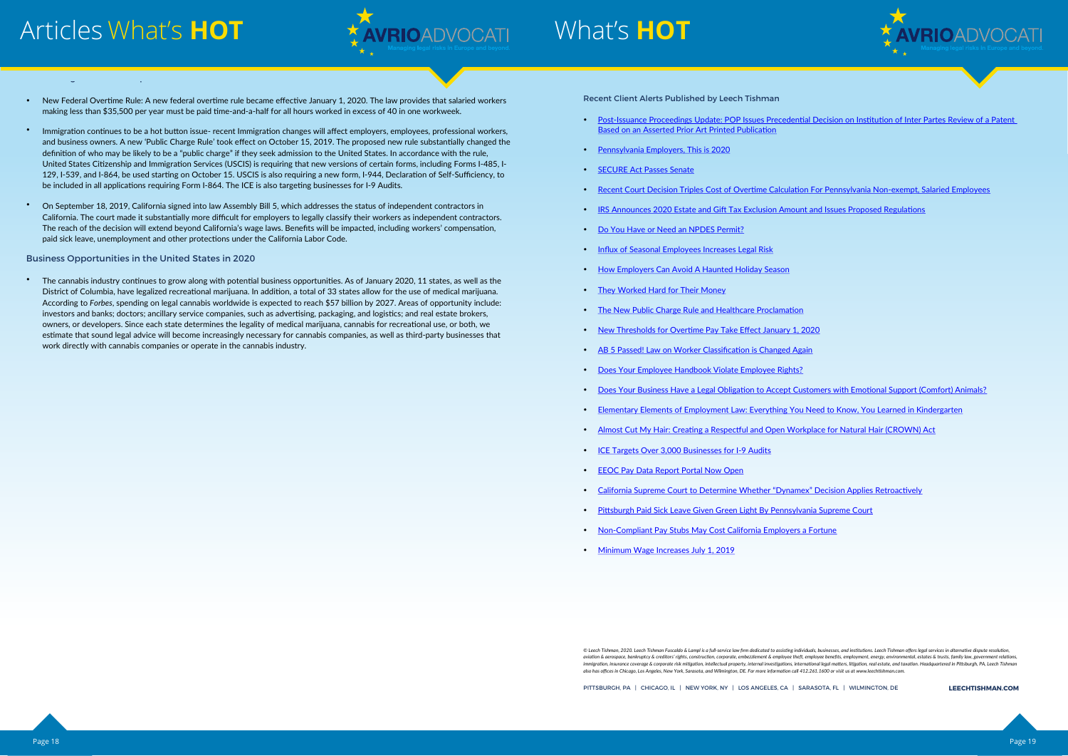- New Federal Overtime Rule: A new federal overtime rule became effective January 1, 2020. The law provides that salaried workers making less than $35,500 per year must be paid time-and-a-half for all hours worked in excess of 40 in one workweek.

- Immigration continues to be a hot button issue- recent Immigration changes will affect employers, employees, professional workers, and business owners. A new 'Public Charge Rule' took effect on October 15, 2019. The proposed new rule substantially changed the definition of who may be likely to be a "public charge" if they seek admission to the United States. In accordance with the rule, United States Citizenship and Immigration Services (USCIS) is requiring that new versions of certain forms, including Forms I-485, I-129, I-539, and I-864, be used starting on October 15. USCIS is also requiring a new form, I-944, Declaration of Self-Sufficiency, to be included in all applications requiring Form I-864. The ICE is also targeting businesses for I-9 Audits.

- On September 18, 2019, California signed into law Assembly Bill 5, which addresses the status of independent contractors in California. The court made it substantially more difficult for employers to legally classify their workers as independent contractors. The reach of the decision will extend beyond California's wage laws. Benefits will be impacted, including workers' compensation, paid sick leave, unemployment and other protections under the California Labor Code.

### Business Opportunities in the United States in 2020

- The cannabis industry continues to grow along with potential business opportunities. As of January 2020, 11 states, as well as the District of Columbia, have legalized recreational marijuana. In addition, a total of 33 states allow for the use of medical marijuana. According to *Forbes*, spending on legal cannabis worldwide is expected to reach $57 billion by 2027. Areas of opportunity include: investors and banks; doctors; ancillary service companies, such as advertising, packaging, and logistics; and real estate brokers, owners, or developers. Since each state determines the legality of medical marijuana, cannabis for recreational use, or both, we estimate that sound legal advice will become increasingly necessary for cannabis companies, as well as third-party businesses that work directly with cannabis companies or operate in the cannabis industry.

## What's HOT

### Recent Client Alerts Published by Leech Tishman

- Post-Issuance Proceedings Update: POP Issues Precedential Decision on Institution of Inter Partes Review of a Patent Based on an Asserted Prior Art Printed Publication
- Pennsylvania Employers, This is 2020
- SECURE Act Passes Senate
- Recent Court Decision Triples Cost of Overtime Calculation For Pennsylvania Non-exempt, Salaried Employees
- IRS Announces 2020 Estate and Gift Tax Exclusion Amount and Issues Proposed Regulations
- Do You Have or Need an NPDES Permit?
- Influx of Seasonal Employees Increases Legal Risk
- How Employers Can Avoid A Haunted Holiday Season
- They Worked Hard for Their Money
- The New Public Charge Rule and Healthcare Proclamation
- New Thresholds for Overtime Pay Take Effect January 1, 2020
- AB 5 Passed! Law on Worker Classification is Changed Again
- Does Your Employee Handbook Violate Employee Rights?
- Does Your Business Have a Legal Obligation to Accept Customers with Emotional Support (Comfort) Animals?
- Elementary Elements of Employment Law: Everything You Need to Know, You Learned in Kindergarten
- Almost Cut My Hair: Creating a Respectful and Open Workplace for Natural Hair (CROWN) Act
- ICE Targets Over 3,000 Businesses for I-9 Audits
- EEOC Pay Data Report Portal Now Open
- California Supreme Court to Determine Whether "Dynamex" Decision Applies Retroactively
- Pittsburgh Paid Sick Leave Given Green Light By Pennsylvania Supreme Court
- Non-Compliant Pay Stubs May Cost California Employers a Fortune
- Minimum Wage Increases July 1, 2019

*© Leech Tishman, 2020. Leech Tishman Fuscaldo & Lampl is a full-service law firm dedicated to assisting individuals, businesses, and institutions. Leech Tishman offers legal services in alternative dispute resolution, aviation & aerospace, bankruptcy & creditors' rights, construction, corporate, embezzlement & employee theft, employee benefits, employment, energy, environmental, estates & trusts, family law, government relations, immigration, insurance coverage & corporate risk mitigation, intellectual property, internal investigations, international legal matters, litigation, real estate, and taxation. Headquartered in Pittsburgh, PA, Leech Tishman also has offices in Chicago, Los Angeles, New York, Sarasota, and Wilmington, DE. For more information call 412.261.1600 or visit us at www.leechtishman.com.*

PITTSBURGH, PA | CHICAGO, IL | NEW YORK, NY | LOS ANGELES, CA | SARASOTA, FL | WILMINGTON, DE

**LEECHTISHMAN.COM**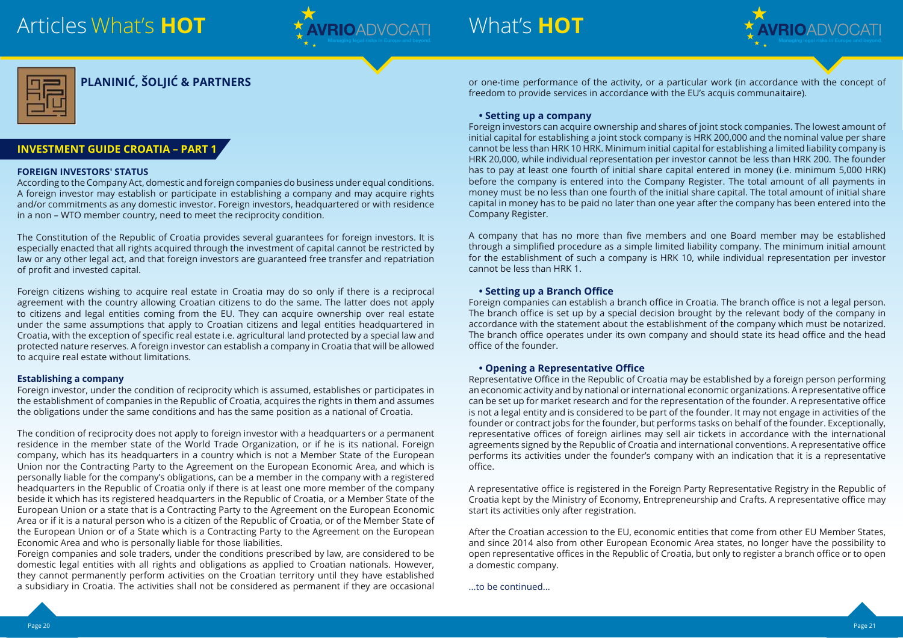## PLANINIĆ, ŠOLJIĆ & PARTNERS

## INVESTMENT GUIDE CROATIA – PART 1

### FOREIGN INVESTORS' STATUS

According to the Company Act, domestic and foreign companies do business under equal conditions. A foreign investor may establish or participate in establishing a company and may acquire rights and/or commitments as any domestic investor. Foreign investors, headquartered or with residence in a non – WTO member country, need to meet the reciprocity condition.

The Constitution of the Republic of Croatia provides several guarantees for foreign investors. It is especially enacted that all rights acquired through the investment of capital cannot be restricted by law or any other legal act, and that foreign investors are guaranteed free transfer and repatriation of profit and invested capital.

Foreign citizens wishing to acquire real estate in Croatia may do so only if there is a reciprocal agreement with the country allowing Croatian citizens to do the same. The latter does not apply to citizens and legal entities coming from the EU. They can acquire ownership over real estate under the same assumptions that apply to Croatian citizens and legal entities headquartered in Croatia, with the exception of specific real estate i.e. agricultural land protected by a special law and protected nature reserves. A foreign investor can establish a company in Croatia that will be allowed to acquire real estate without limitations.

### Establishing a company

Foreign investor, under the condition of reciprocity which is assumed, establishes or participates in the establishment of companies in the Republic of Croatia, acquires the rights in them and assumes the obligations under the same conditions and has the same position as a national of Croatia.

The condition of reciprocity does not apply to foreign investor with a headquarters or a permanent residence in the member state of the World Trade Organization, or if he is its national. Foreign company, which has its headquarters in a country which is not a Member State of the European Union nor the Contracting Party to the Agreement on the European Economic Area, and which is personally liable for the company's obligations, can be a member in the company with a registered headquarters in the Republic of Croatia only if there is at least one more member of the company beside it which has its registered headquarters in the Republic of Croatia, or a Member State of the European Union or a state that is a Contracting Party to the Agreement on the European Economic Area or if it is a natural person who is a citizen of the Republic of Croatia, or of the Member State of the European Union or of a State which is a Contracting Party to the Agreement on the European Economic Area and who is personally liable for those liabilities.
Foreign companies and sole traders, under the conditions prescribed by law, are considered to be domestic legal entities with all rights and obligations as applied to Croatian nationals. However, they cannot permanently perform activities on the Croatian territory until they have established a subsidiary in Croatia. The activities shall not be considered as permanent if they are occasional or one-time performance of the activity, or a particular work (in accordance with the concept of freedom to provide services in accordance with the EU's acquis communautaire).

#### • Setting up a company

Foreign investors can acquire ownership and shares of joint stock companies. The lowest amount of initial capital for establishing a joint stock company is HRK 200,000 and the nominal value per share cannot be less than HRK 10 HRK. Minimum initial capital for establishing a limited liability company is HRK 20,000, while individual representation per investor cannot be less than HRK 200. The founder has to pay at least one fourth of initial share capital entered in money (i.e. minimum 5,000 HRK) before the company is entered into the Company Register. The total amount of all payments in money must be no less than one fourth of the initial share capital. The total amount of initial share capital in money has to be paid no later than one year after the company has been entered into the Company Register.

A company that has no more than five members and one Board member may be established through a simplified procedure as a simple limited liability company. The minimum initial amount for the establishment of such a company is HRK 10, while individual representation per investor cannot be less than HRK 1.

#### • Setting up a Branch Office

Foreign companies can establish a branch office in Croatia. The branch office is not a legal person. The branch office is set up by a special decision brought by the relevant body of the company in accordance with the statement about the establishment of the company which must be notarized. The branch office operates under its own company and should state its head office and the head office of the founder.

#### • Opening a Representative Office

Representative Office in the Republic of Croatia may be established by a foreign person performing an economic activity and by national or international economic organizations. A representative office can be set up for market research and for the representation of the founder. A representative office is not a legal entity and is considered to be part of the founder. It may not engage in activities of the founder or contract jobs for the founder, but performs tasks on behalf of the founder. Exceptionally, representative offices of foreign airlines may sell air tickets in accordance with the international agreements signed by the Republic of Croatia and international conventions. A representative office performs its activities under the founder's company with an indication that it is a representative office.

A representative office is registered in the Foreign Party Representative Registry in the Republic of Croatia kept by the Ministry of Economy, Entrepreneurship and Crafts. A representative office may start its activities only after registration.

After the Croatian accession to the EU, economic entities that come from other EU Member States, and since 2014 also from other European Economic Area states, no longer have the possibility to open representative offices in the Republic of Croatia, but only to register a branch office or to open a domestic company.

...to be continued...